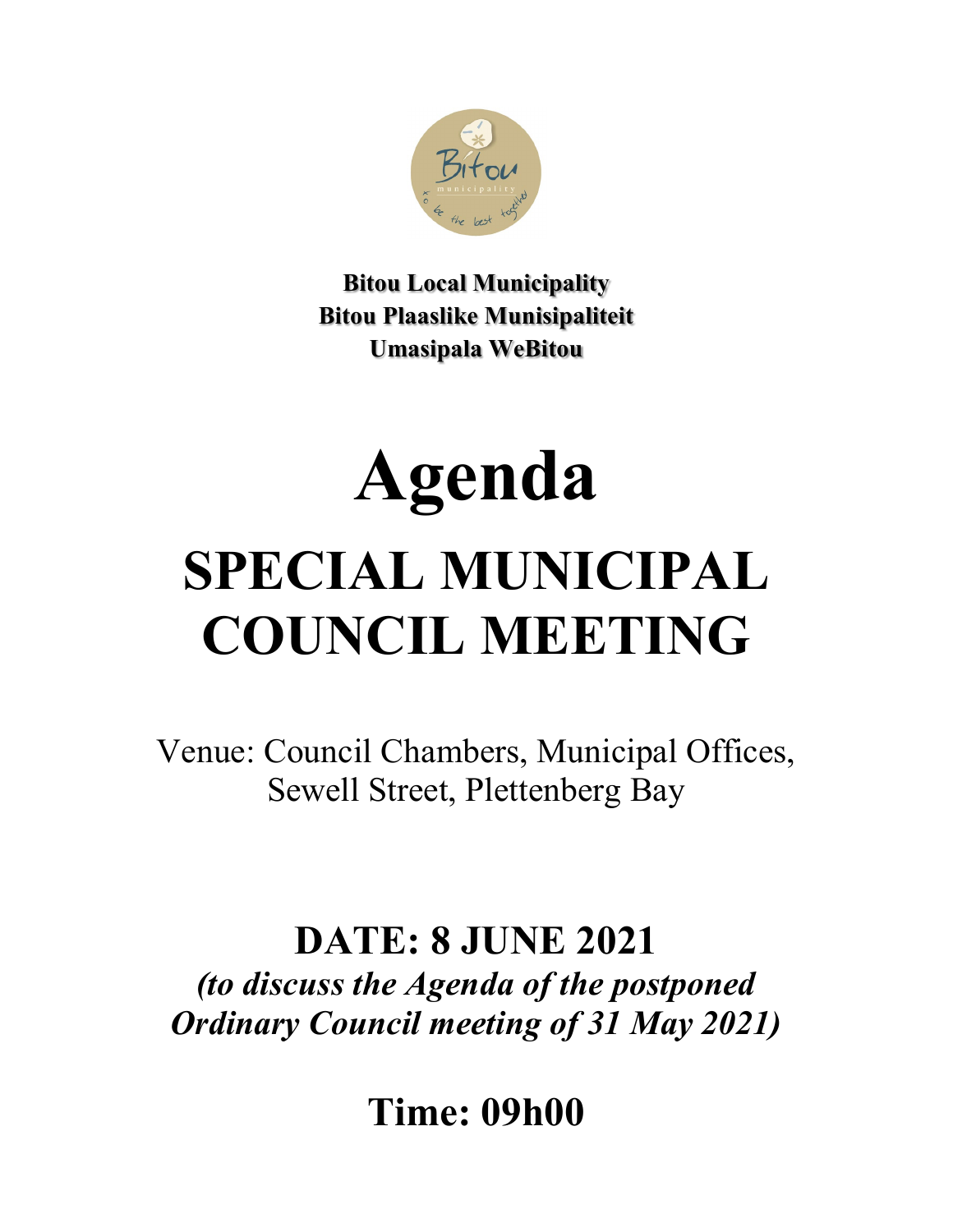**Bitou Local Municipality**
**Bitou Plaaslike Munisipaliteit**
**Umasipala WeBitou**

# Agenda

# SPECIAL MUNICIPAL COUNCIL MEETING

Venue: Council Chambers, Municipal Offices, Sewell Street, Plettenberg Bay

## DATE: 8 JUNE 2021

***(to discuss the Agenda of the postponed Ordinary Council meeting of 31 May 2021)***

## Time: 09h00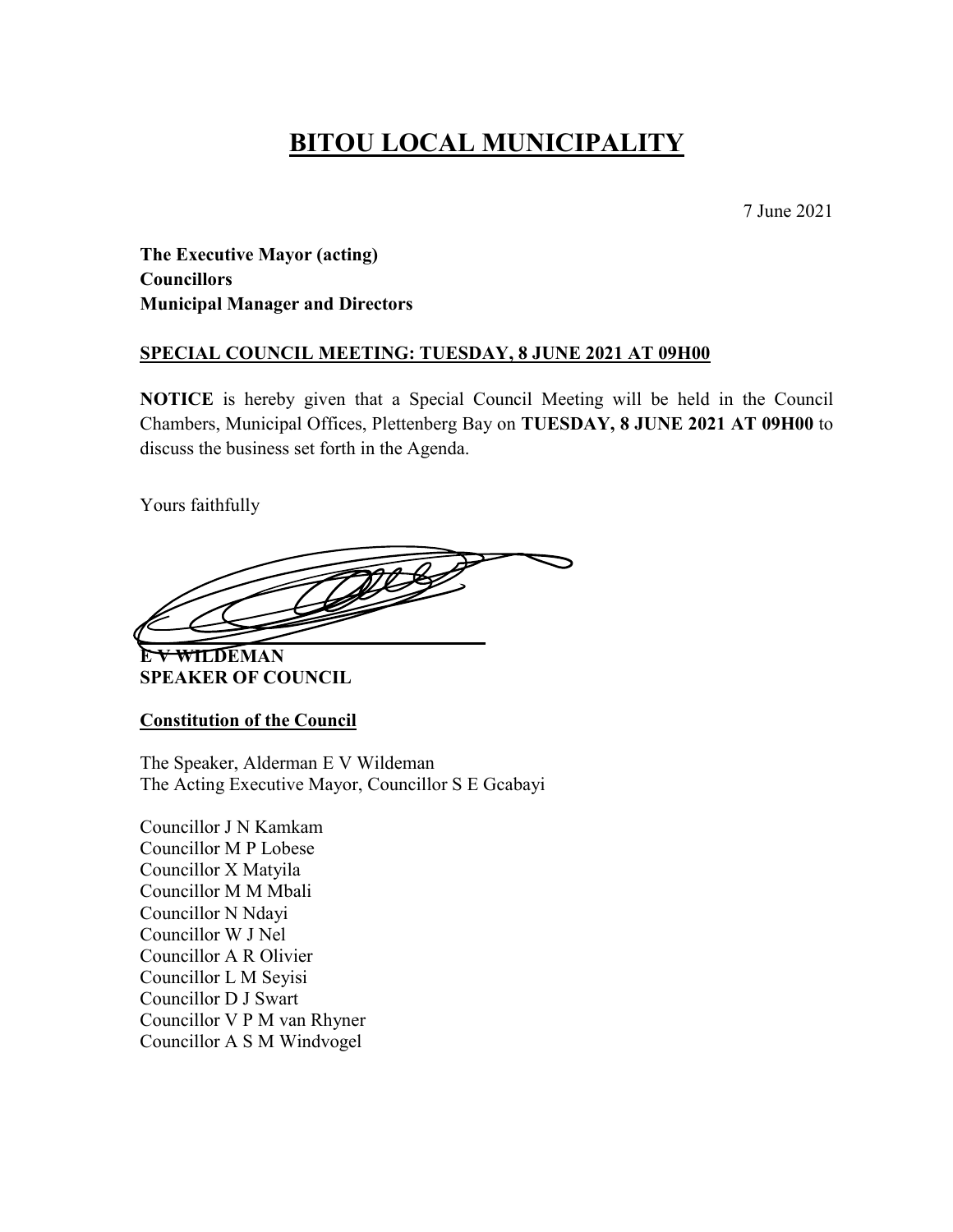# BITOU LOCAL MUNICIPALITY

7 June 2021

**The Executive Mayor (acting)**
**Councillors**
**Municipal Manager and Directors**

**SPECIAL COUNCIL MEETING: TUESDAY, 8 JUNE 2021 AT 09H00**

**NOTICE** is hereby given that a Special Council Meeting will be held in the Council Chambers, Municipal Offices, Plettenberg Bay on **TUESDAY, 8 JUNE 2021 AT 09H00** to discuss the business set forth in the Agenda.

Yours faithfully

**E V WILDEMAN**
**SPEAKER OF COUNCIL**

**Constitution of the Council**

The Speaker, Alderman E V Wildeman
The Acting Executive Mayor, Councillor S E Gcabayi

Councillor J N Kamkam
Councillor M P Lobese
Councillor X Matyila
Councillor M M Mbali
Councillor N Ndayi
Councillor W J Nel
Councillor A R Olivier
Councillor L M Seyisi
Councillor D J Swart
Councillor V P M van Rhyner
Councillor A S M Windvogel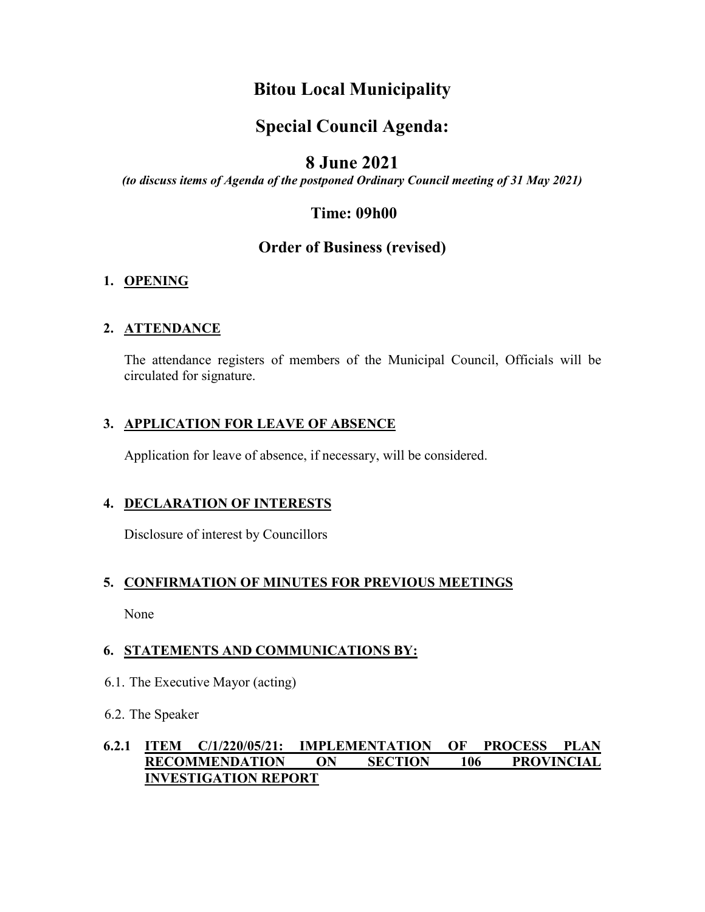# Bitou Local Municipality

# Special Council Agenda:

# 8 June 2021

***(to discuss items of Agenda of the postponed Ordinary Council meeting of 31 May 2021)***

## Time: 09h00

## Order of Business (revised)

**1. <u>OPENING</u>**

**2. <u>ATTENDANCE</u>**

The attendance registers of members of the Municipal Council, Officials will be circulated for signature.

**3. <u>APPLICATION FOR LEAVE OF ABSENCE</u>**

Application for leave of absence, if necessary, will be considered.

**4. <u>DECLARATION OF INTERESTS</u>**

Disclosure of interest by Councillors

**5. <u>CONFIRMATION OF MINUTES FOR PREVIOUS MEETINGS</u>**

None

**6. <u>STATEMENTS AND COMMUNICATIONS BY:</u>**

6.1. The Executive Mayor (acting)

6.2. The Speaker

**6.2.1 <u>ITEM C/1/220/05/21: IMPLEMENTATION OF PROCESS PLAN RECOMMENDATION ON SECTION 106 PROVINCIAL INVESTIGATION REPORT</u>**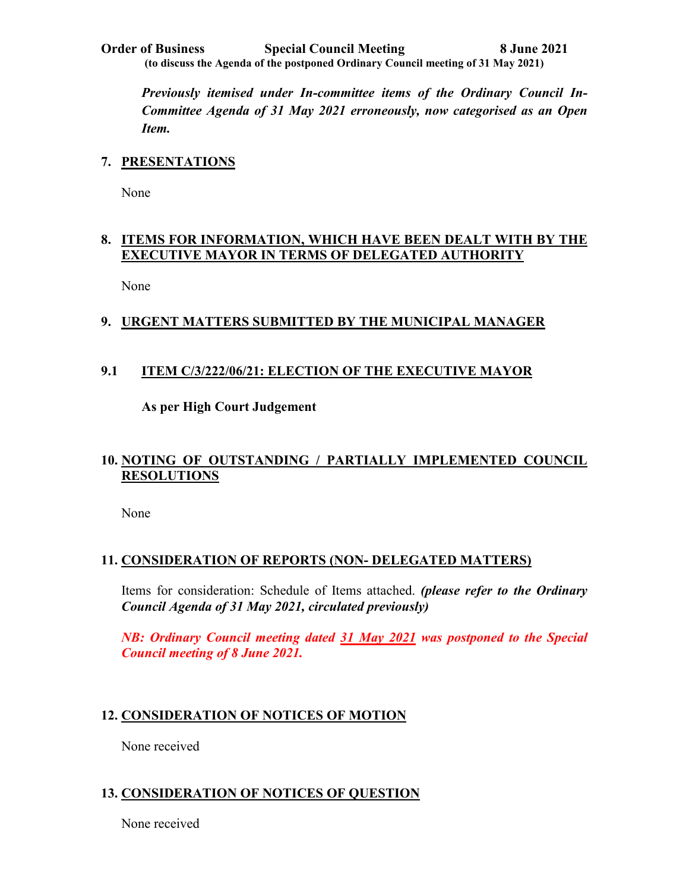**Order of Business Special Council Meeting 8 June 2021**
**(to discuss the Agenda of the postponed Ordinary Council meeting of 31 May 2021)**

***Previously itemised under In-committee items of the Ordinary Council In-Committee Agenda of 31 May 2021 erroneously, now categorised as an Open Item.***

## 7. PRESENTATIONS

None

## 8. ITEMS FOR INFORMATION, WHICH HAVE BEEN DEALT WITH BY THE EXECUTIVE MAYOR IN TERMS OF DELEGATED AUTHORITY

None

## 9. URGENT MATTERS SUBMITTED BY THE MUNICIPAL MANAGER

### 9.1 ITEM C/3/222/06/21: ELECTION OF THE EXECUTIVE MAYOR

**As per High Court Judgement**

## 10. NOTING OF OUTSTANDING / PARTIALLY IMPLEMENTED COUNCIL RESOLUTIONS

None

## 11. CONSIDERATION OF REPORTS (NON- DELEGATED MATTERS)

Items for consideration: Schedule of Items attached. ***(please refer to the Ordinary Council Agenda of 31 May 2021, circulated previously)***

***NB: Ordinary Council meeting dated 31 May 2021 was postponed to the Special Council meeting of 8 June 2021.***

## 12. CONSIDERATION OF NOTICES OF MOTION

None received

## 13. CONSIDERATION OF NOTICES OF QUESTION

None received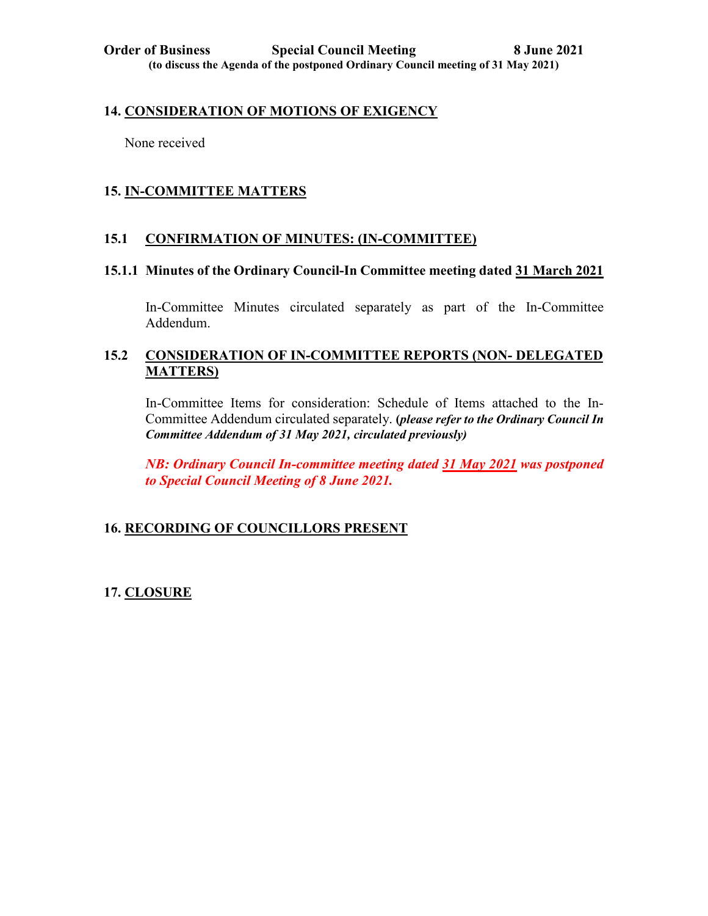## 14. CONSIDERATION OF MOTIONS OF EXIGENCY

None received

## 15. IN-COMMITTEE MATTERS

### 15.1 CONFIRMATION OF MINUTES: (IN-COMMITTEE)

#### 15.1.1 Minutes of the Ordinary Council-In Committee meeting dated 31 March 2021

In-Committee Minutes circulated separately as part of the In-Committee Addendum.

### 15.2 CONSIDERATION OF IN-COMMITTEE REPORTS (NON- DELEGATED MATTERS)

In-Committee Items for consideration: Schedule of Items attached to the In-Committee Addendum circulated separately. (***please refer to the Ordinary Council In Committee Addendum of 31 May 2021, circulated previously)***

***NB: Ordinary Council In-committee meeting dated 31 May 2021 was postponed to Special Council Meeting of 8 June 2021.***

## 16. RECORDING OF COUNCILLORS PRESENT

## 17. CLOSURE